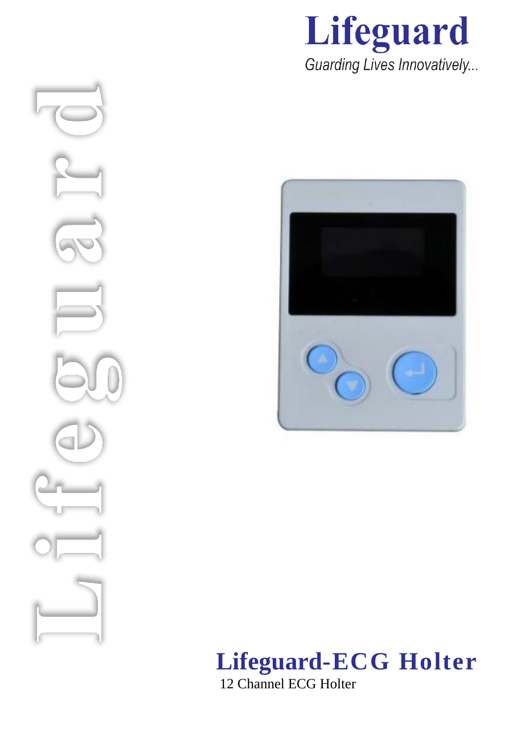# Lifeguard

*Guarding Lives Innovatively...*

Lifeguard

## Lifeguard-ECG Holter

12 Channel ECG Holter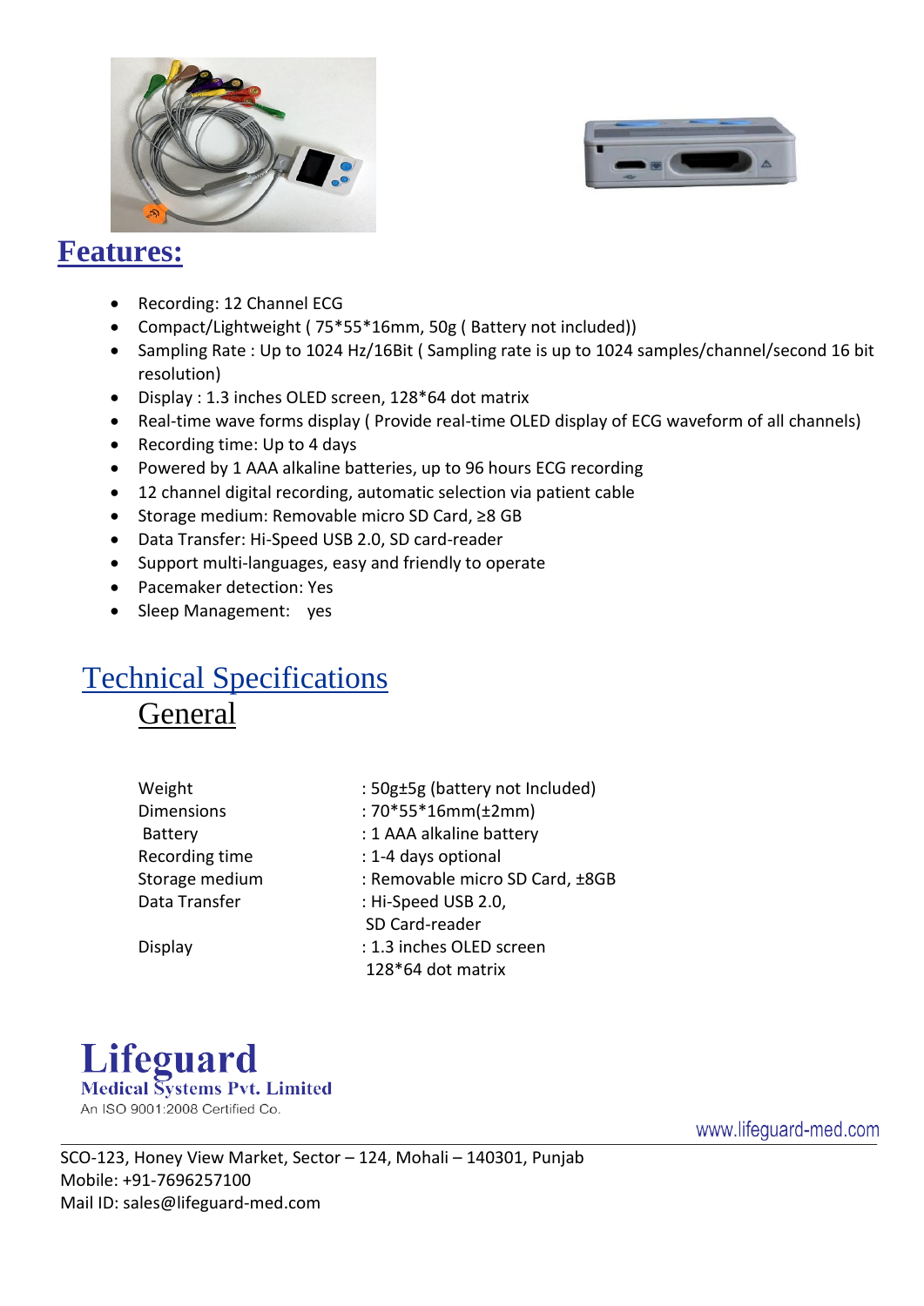## Features:

- Recording: 12 Channel ECG
- Compact/Lightweight ( 75*55*16mm, 50g ( Battery not included))
- Sampling Rate : Up to 1024 Hz/16Bit ( Sampling rate is up to 1024 samples/channel/second 16 bit resolution)
- Display : 1.3 inches OLED screen, 128*64 dot matrix
- Real-time wave forms display ( Provide real-time OLED display of ECG waveform of all channels)
- Recording time: Up to 4 days
- Powered by 1 AAA alkaline batteries, up to 96 hours ECG recording
- 12 channel digital recording, automatic selection via patient cable
- Storage medium: Removable micro SD Card, ≥8 GB
- Data Transfer: Hi-Speed USB 2.0, SD card-reader
- Support multi-languages, easy and friendly to operate
- Pacemaker detection: Yes
- Sleep Management: yes

## Technical Specifications

### General

| | |
|---|---|
| Weight | : 50g±5g (battery not Included) |
| Dimensions | : 70*55*16mm(±2mm) |
| Battery | : 1 AAA alkaline battery |
| Recording time | : 1-4 days optional |
| Storage medium | : Removable micro SD Card, ±8GB |
| Data Transfer | : Hi-Speed USB 2.0, SD Card-reader |
| Display | : 1.3 inches OLED screen 128*64 dot matrix |

**Lifeguard**
Medical Systems Pvt. Limited
An ISO 9001:2008 Certified Co.

www.lifeguard-med.com

SCO-123, Honey View Market, Sector – 124, Mohali – 140301, Punjab
Mobile: +91-7696257100
Mail ID: sales@lifeguard-med.com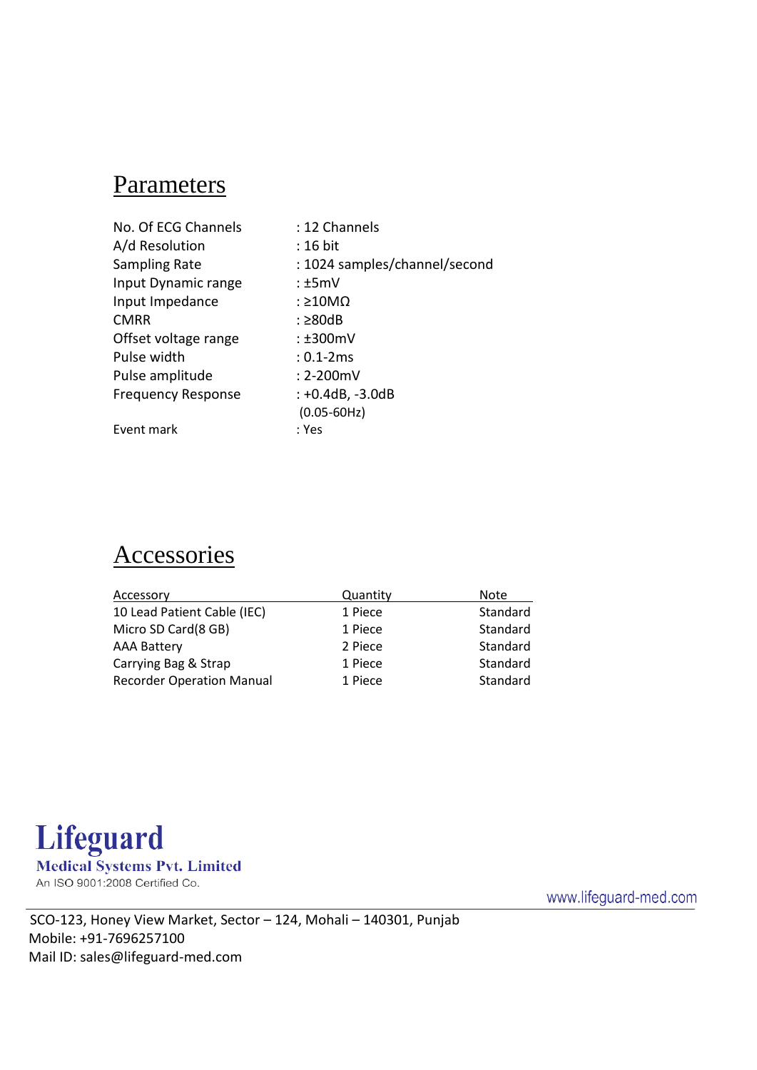## Parameters

| | |
|---|---|
| No. Of ECG Channels | : 12 Channels |
| A/d Resolution | : 16 bit |
| Sampling Rate | : 1024 samples/channel/second |
| Input Dynamic range | : ±5mV |
| Input Impedance | : ≥10MΩ |
| CMRR | : ≥80dB |
| Offset voltage range | : ±300mV |
| Pulse width | : 0.1-2ms |
| Pulse amplitude | : 2-200mV |
| Frequency Response | : +0.4dB, -3.0dB (0.05-60Hz) |
| Event mark | : Yes |

## Accessories

| Accessory | Quantity | Note |
|---|---|---|
| 10 Lead Patient Cable (IEC) | 1 Piece | Standard |
| Micro SD Card(8 GB) | 1 Piece | Standard |
| AAA Battery | 2 Piece | Standard |
| Carrying Bag & Strap | 1 Piece | Standard |
| Recorder Operation Manual | 1 Piece | Standard |

**Lifeguard**
**Medical Systems Pvt. Limited**
An ISO 9001:2008 Certified Co.

www.lifeguard-med.com

SCO-123, Honey View Market, Sector – 124, Mohali – 140301, Punjab
Mobile: +91-7696257100
Mail ID: sales@lifeguard-med.com